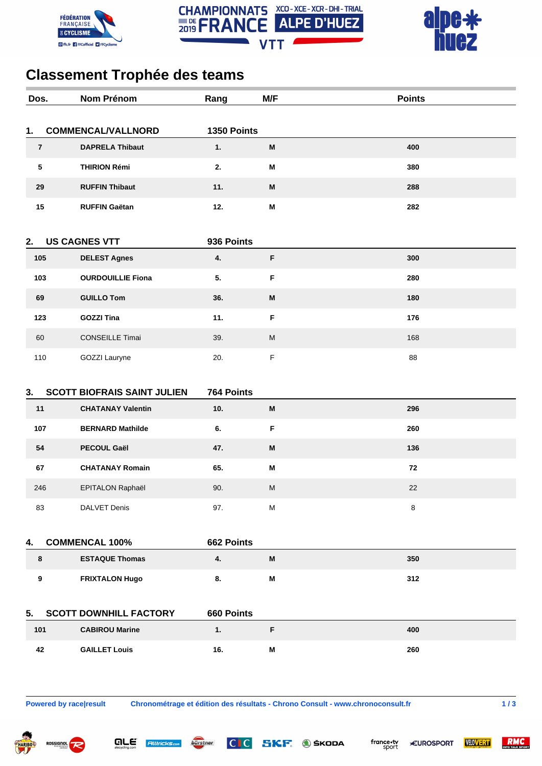CHAMPIONNATS DE FRANCE 2019 — XCO - XCE - XCR - DHI - TRIAL — ALPE D'HUEZ — VTT

# Classement Trophée des teams

| Dos. | Nom Prénom | Rang | M/F | Points |
|---|---|---|---|---|
| **1.** | **COMMENCAL/VALLNORD** | **1350 Points** | | |
| **7** | **DAPRELA Thibaut** | **1.** | **M** | **400** |
| **5** | **THIRION Rémi** | **2.** | **M** | **380** |
| **29** | **RUFFIN Thibaut** | **11.** | **M** | **288** |
| **15** | **RUFFIN Gaëtan** | **12.** | **M** | **282** |
| **2.** | **US CAGNES VTT** | **936 Points** | | |
| **105** | **DELEST Agnes** | **4.** | **F** | **300** |
| **103** | **OURDOUILLIE Fiona** | **5.** | **F** | **280** |
| **69** | **GUILLO Tom** | **36.** | **M** | **180** |
| **123** | **GOZZI Tina** | **11.** | **F** | **176** |
| 60 | CONSEILLE Timai | 39. | M | 168 |
| 110 | GOZZI Lauryne | 20. | F | 88 |
| **3.** | **SCOTT BIOFRAIS SAINT JULIEN** | **764 Points** | | |
| **11** | **CHATANAY Valentin** | **10.** | **M** | **296** |
| **107** | **BERNARD Mathilde** | **6.** | **F** | **260** |
| **54** | **PECOUL Gaël** | **47.** | **M** | **136** |
| **67** | **CHATANAY Romain** | **65.** | **M** | **72** |
| 246 | EPITALON Raphaël | 90. | M | 22 |
| 83 | DALVET Denis | 97. | M | 8 |
| **4.** | **COMMENCAL 100%** | **662 Points** | | |
| **8** | **ESTAQUE Thomas** | **4.** | **M** | **350** |
| **9** | **FRIXTALON Hugo** | **8.** | **M** | **312** |
| **5.** | **SCOTT DOWNHILL FACTORY** | **660 Points** | | |
| **101** | **CABIROU Marine** | **1.** | **F** | **400** |
| **42** | **GAILLET Louis** | **16.** | **M** | **260** |

Powered by race|result — Chronométrage et édition des résultats - Chrono Consult - www.chronoconsult.fr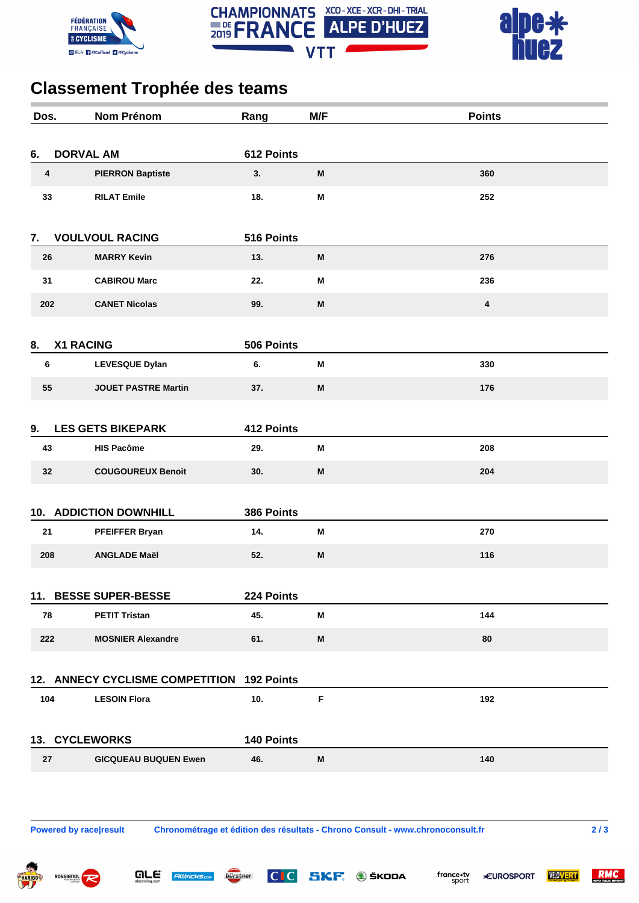# Classement Trophée des teams

| Dos. | Nom Prénom | Rang | M/F | Points |
|---|---|---|---|---|
| **6.** | **DORVAL AM** | **612 Points** | | |
| 4 | PIERRON Baptiste | 3. | M | 360 |
| 33 | RILAT Emile | 18. | M | 252 |
| **7.** | **VOULVOUL RACING** | **516 Points** | | |
| 26 | MARRY Kevin | 13. | M | 276 |
| 31 | CABIROU Marc | 22. | M | 236 |
| 202 | CANET Nicolas | 99. | M | 4 |
| **8.** | **X1 RACING** | **506 Points** | | |
| 6 | LEVESQUE Dylan | 6. | M | 330 |
| 55 | JOUET PASTRE Martin | 37. | M | 176 |
| **9.** | **LES GETS BIKEPARK** | **412 Points** | | |
| 43 | HIS Pacôme | 29. | M | 208 |
| 32 | COUGOUREUX Benoit | 30. | M | 204 |
| **10.** | **ADDICTION DOWNHILL** | **386 Points** | | |
| 21 | PFEIFFER Bryan | 14. | M | 270 |
| 208 | ANGLADE Maël | 52. | M | 116 |
| **11.** | **BESSE SUPER-BESSE** | **224 Points** | | |
| 78 | PETIT Tristan | 45. | M | 144 |
| 222 | MOSNIER Alexandre | 61. | M | 80 |
| **12.** | **ANNECY CYCLISME COMPETITION** | **192 Points** | | |
| 104 | LESOIN Flora | 10. | F | 192 |
| **13.** | **CYCLEWORKS** | **140 Points** | | |
| 27 | GICQUEAU BUQUEN Ewen | 46. | M | 140 |

Powered by race|result    Chronométrage et édition des résultats - Chrono Consult - www.chronoconsult.fr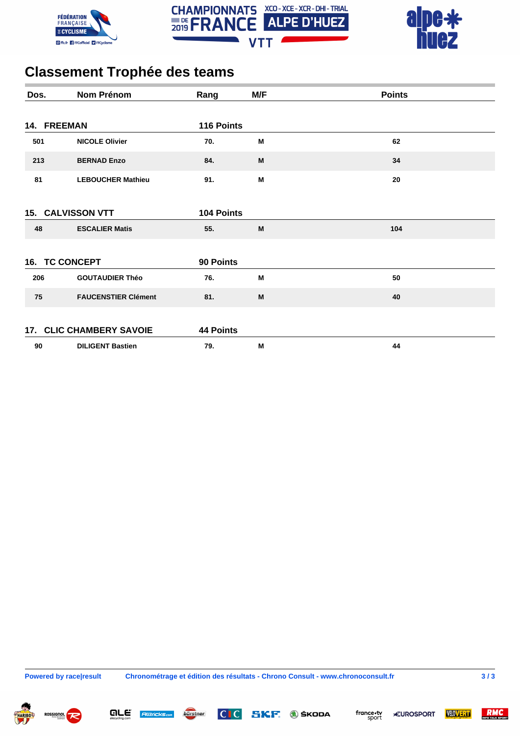## Classement Trophée des teams

| Dos. | Nom Prénom | Rang | M/F | Points |
|---|---|---|---|---|
| **14. FREEMAN** | | **116 Points** | | |
| 501 | NICOLE Olivier | 70. | M | 62 |
| 213 | BERNAD Enzo | 84. | M | 34 |
| 81 | LEBOUCHER Mathieu | 91. | M | 20 |
| **15. CALVISSON VTT** | | **104 Points** | | |
| 48 | ESCALIER Matis | 55. | M | 104 |
| **16. TC CONCEPT** | | **90 Points** | | |
| 206 | GOUTAUDIER Théo | 76. | M | 50 |
| 75 | FAUCENSTIER Clément | 81. | M | 40 |
| **17. CLIC CHAMBERY SAVOIE** | | **44 Points** | | |
| 90 | DILIGENT Bastien | 79. | M | 44 |